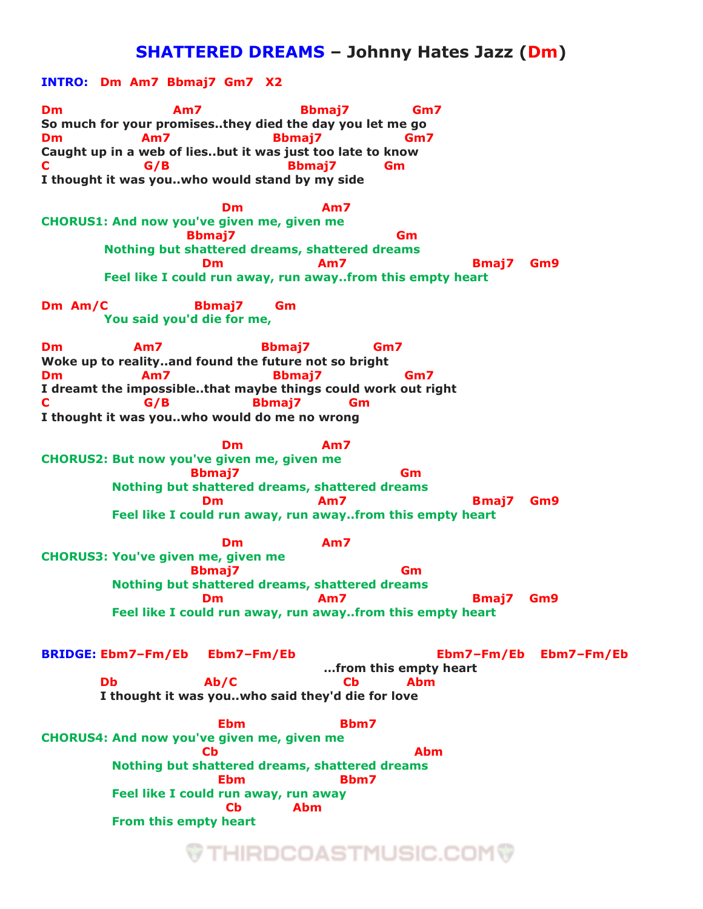# SHATTERED DREAMS – Johnny Hates Jazz (Dm)

**INTRO:** Dm  Am7  Bbmaj7  Gm7   X2

```
Dm                         Am7                        Bbmaj7              Gm7
So much for your promises..they died the day you let me go
Dm               Am7                       Bbmaj7             Gm7
Caught up in a web of lies..but it was just too late to know
C                   G/B                           Bbmaj7           Gm
I thought it was you..who would stand by my side
```

```
                                      Dm                 Am7
CHORUS1: And now you've given me, given me
                               Bbmaj7                                  Gm
             Nothing but shattered dreams, shattered dreams
                                  Dm                     Am7                            Bmaj7     Gm9
             Feel like I could run away, run away..from this empty heart
```

```
Dm  Am/C                  Bbmaj7        Gm
             You said you'd die for me,
```

```
Dm                Am7                    Bbmaj7              Gm7
Woke up to reality..and found the future not so bright
Dm               Am7                       Bbmaj7             Gm7
I dreamt the impossible..that maybe things could work out right
C                   G/B                    Bbmaj7           Gm
I thought it was you..who would do me no wrong
```

```
                                      Dm                 Am7
CHORUS2: But now you've given me, given me
                               Bbmaj7                                  Gm
               Nothing but shattered dreams, shattered dreams
                                  Dm                     Am7                            Bmaj7     Gm9
               Feel like I could run away, run away..from this empty heart
```

```
                                      Dm                 Am7
CHORUS3: You've given me, given me
                               Bbmaj7                                  Gm
               Nothing but shattered dreams, shattered dreams
                                  Dm                     Am7                            Bmaj7     Gm9
               Feel like I could run away, run away..from this empty heart
```

```
BRIDGE: Ebm7–Fm/Eb     Ebm7–Fm/Eb                             Ebm7–Fm/Eb    Ebm7–Fm/Eb
                                                        ...from this empty heart
            Db                   Ab/C                         Cb          Abm
            I thought it was you..who said they'd die for love
```

```
                                      Ebm                   Bbm7
CHORUS4: And now you've given me, given me
                                  Cb                                         Abm
               Nothing but shattered dreams, shattered dreams
                                     Ebm                   Bbm7
               Feel like I could run away, run away
                                       Cb            Abm
               From this empty heart
```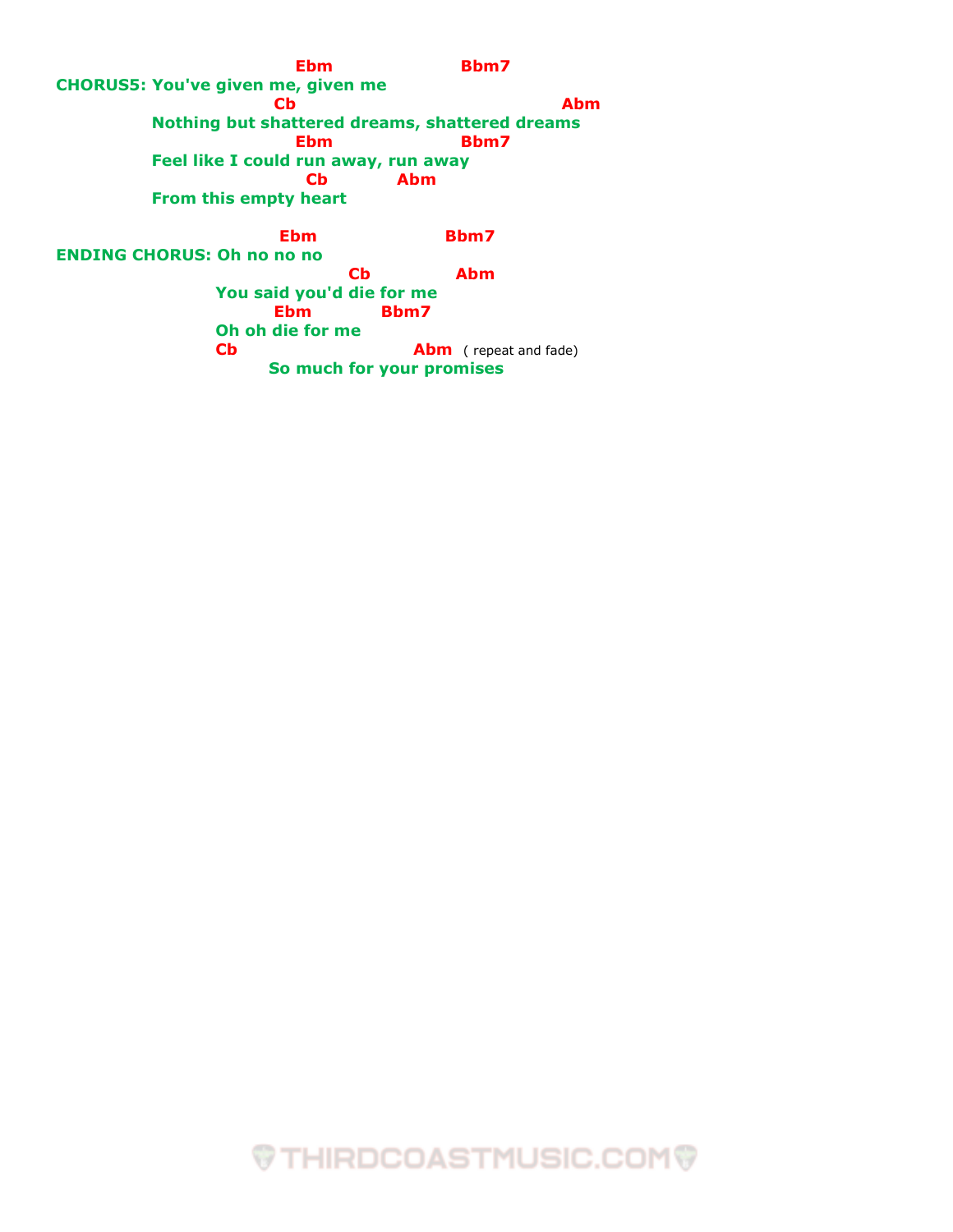```
                         Ebm                  Bbm7
CHORUS5: You've given me, given me
                       Cb                                     Abm
          Nothing but shattered dreams, shattered dreams
                         Ebm                  Bbm7
          Feel like I could run away, run away
                          Cb         Abm
          From this empty heart

                       Ebm                  Bbm7
ENDING CHORUS: Oh no no no
                             Cb              Abm
                 You said you'd die for me
                      Ebm          Bbm7
                 Oh oh die for me
                 Cb                          Abm  ( repeat and fade)
                      So much for your promises
```